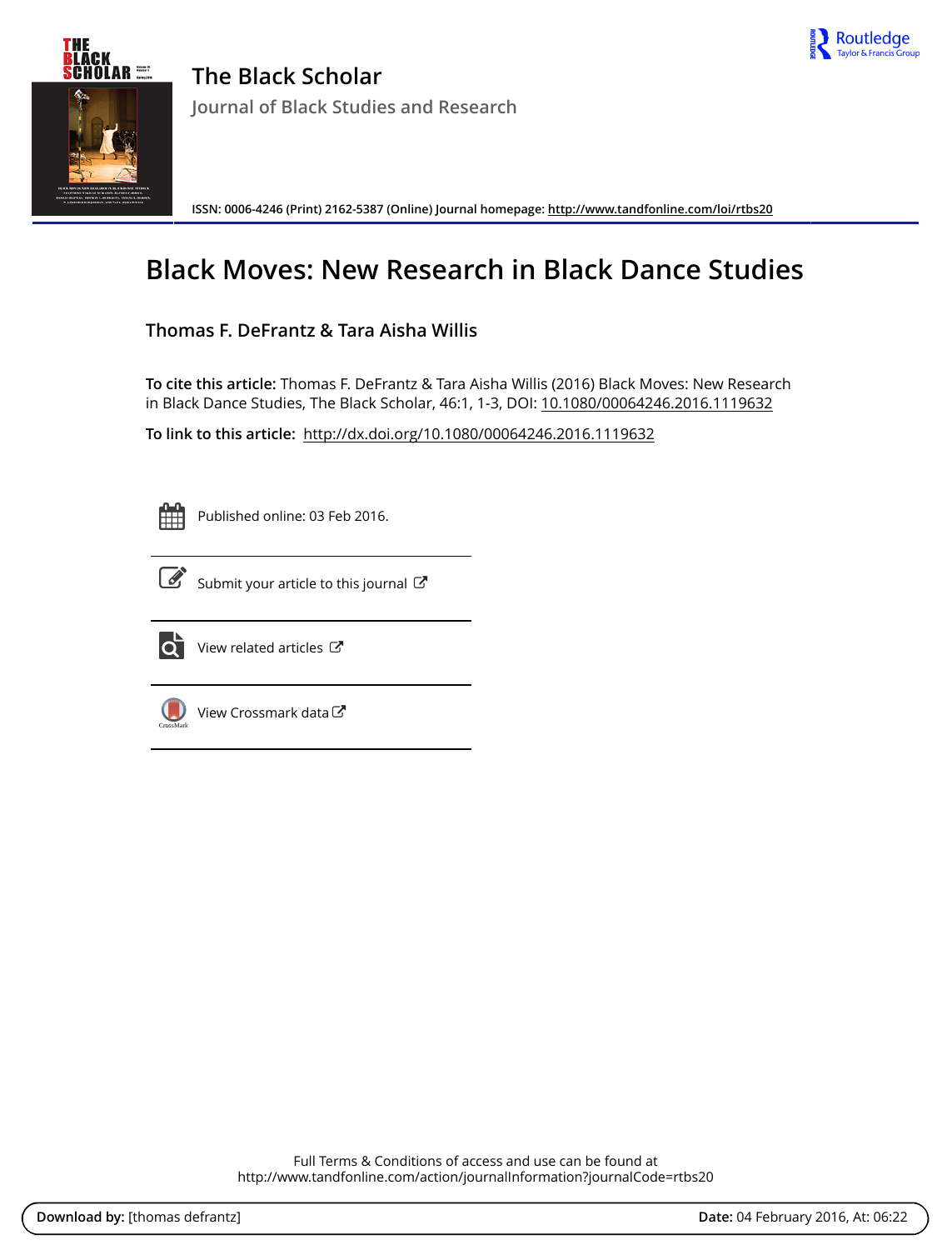# The Black Scholar

Journal of Black Studies and Research

ISSN: 0006-4246 (Print) 2162-5387 (Online) Journal homepage: http://www.tandfonline.com/loi/rtbs20

## Black Moves: New Research in Black Dance Studies

**Thomas F. DeFrantz & Tara Aisha Willis**

**To cite this article:** Thomas F. DeFrantz & Tara Aisha Willis (2016) Black Moves: New Research in Black Dance Studies, The Black Scholar, 46:1, 1-3, DOI: 10.1080/00064246.2016.1119632

**To link to this article:** http://dx.doi.org/10.1080/00064246.2016.1119632

Published online: 03 Feb 2016.

Submit your article to this journal

View related articles

View Crossmark data

Full Terms & Conditions of access and use can be found at
http://www.tandfonline.com/action/journalInformation?journalCode=rtbs20

**Download by:** [thomas defrantz] **Date:** 04 February 2016, At: 06:22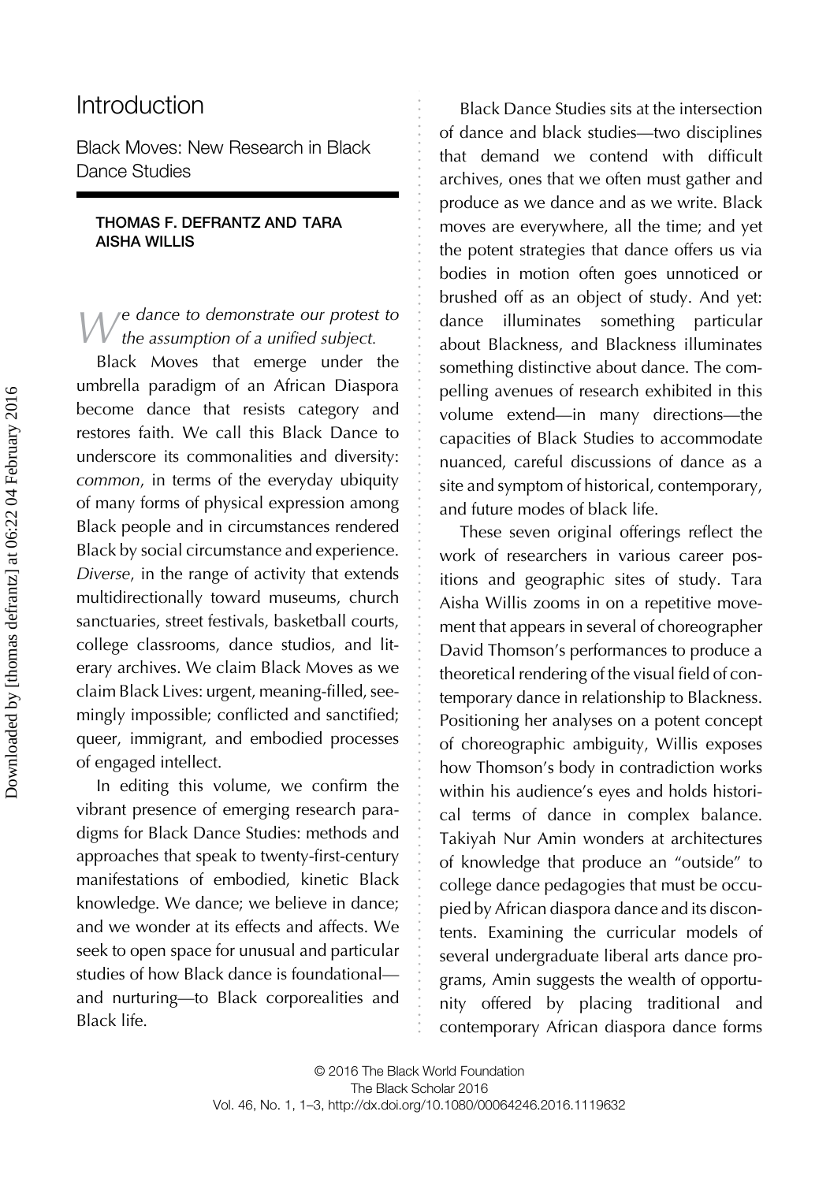# Introduction

## Black Moves: New Research in Black Dance Studies

**THOMAS F. DEFRANTZ AND TARA AISHA WILLIS**

*We dance to demonstrate our protest to the assumption of a unified subject.*

Black Moves that emerge under the umbrella paradigm of an African Diaspora become dance that resists category and restores faith. We call this Black Dance to underscore its commonalities and diversity: *common*, in terms of the everyday ubiquity of many forms of physical expression among Black people and in circumstances rendered Black by social circumstance and experience. *Diverse*, in the range of activity that extends multidirectionally toward museums, church sanctuaries, street festivals, basketball courts, college classrooms, dance studios, and literary archives. We claim Black Moves as we claim Black Lives: urgent, meaning-filled, seemingly impossible; conflicted and sanctified; queer, immigrant, and embodied processes of engaged intellect.

In editing this volume, we confirm the vibrant presence of emerging research paradigms for Black Dance Studies: methods and approaches that speak to twenty-first-century manifestations of embodied, kinetic Black knowledge. We dance; we believe in dance; and we wonder at its effects and affects. We seek to open space for unusual and particular studies of how Black dance is foundational—and nurturing—to Black corporealities and Black life.

Black Dance Studies sits at the intersection of dance and black studies—two disciplines that demand we contend with difficult archives, ones that we often must gather and produce as we dance and as we write. Black moves are everywhere, all the time; and yet the potent strategies that dance offers us via bodies in motion often goes unnoticed or brushed off as an object of study. And yet: dance illuminates something particular about Blackness, and Blackness illuminates something distinctive about dance. The compelling avenues of research exhibited in this volume extend—in many directions—the capacities of Black Studies to accommodate nuanced, careful discussions of dance as a site and symptom of historical, contemporary, and future modes of black life.

These seven original offerings reflect the work of researchers in various career positions and geographic sites of study. Tara Aisha Willis zooms in on a repetitive movement that appears in several of choreographer David Thomson's performances to produce a theoretical rendering of the visual field of contemporary dance in relationship to Blackness. Positioning her analyses on a potent concept of choreographic ambiguity, Willis exposes how Thomson's body in contradiction works within his audience's eyes and holds historical terms of dance in complex balance. Takiyah Nur Amin wonders at architectures of knowledge that produce an "outside" to college dance pedagogies that must be occupied by African diaspora dance and its discontents. Examining the curricular models of several undergraduate liberal arts dance programs, Amin suggests the wealth of opportunity offered by placing traditional and contemporary African diaspora dance forms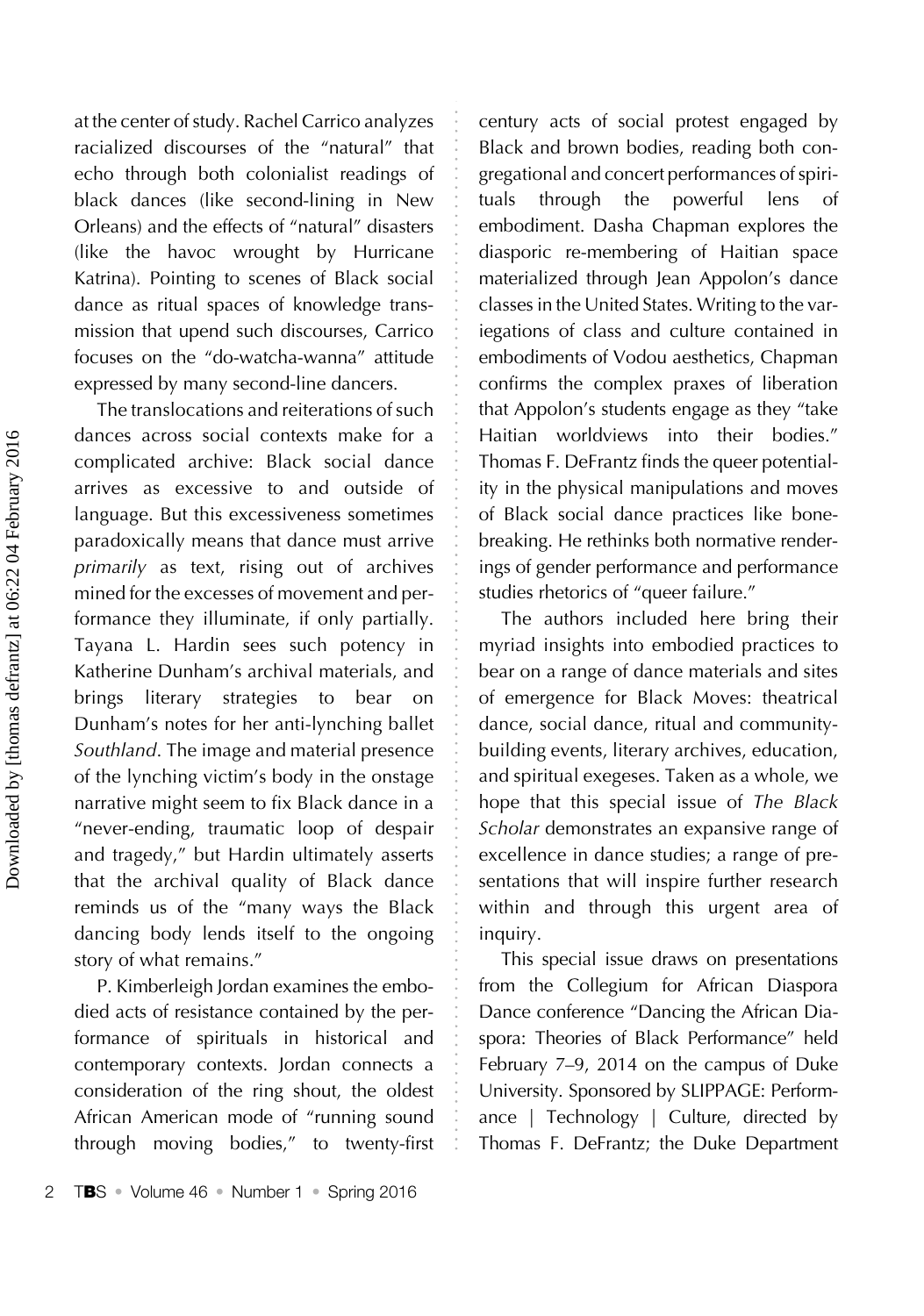at the center of study. Rachel Carrico analyzes racialized discourses of the "natural" that echo through both colonialist readings of black dances (like second-lining in New Orleans) and the effects of "natural" disasters (like the havoc wrought by Hurricane Katrina). Pointing to scenes of Black social dance as ritual spaces of knowledge transmission that upend such discourses, Carrico focuses on the "do-watcha-wanna" attitude expressed by many second-line dancers.

The translocations and reiterations of such dances across social contexts make for a complicated archive: Black social dance arrives as excessive to and outside of language. But this excessiveness sometimes paradoxically means that dance must arrive *primarily* as text, rising out of archives mined for the excesses of movement and performance they illuminate, if only partially. Tayana L. Hardin sees such potency in Katherine Dunham's archival materials, and brings literary strategies to bear on Dunham's notes for her anti-lynching ballet *Southland*. The image and material presence of the lynching victim's body in the onstage narrative might seem to fix Black dance in a "never-ending, traumatic loop of despair and tragedy," but Hardin ultimately asserts that the archival quality of Black dance reminds us of the "many ways the Black dancing body lends itself to the ongoing story of what remains."

P. Kimberleigh Jordan examines the embodied acts of resistance contained by the performance of spirituals in historical and contemporary contexts. Jordan connects a consideration of the ring shout, the oldest African American mode of "running sound through moving bodies," to twenty-first century acts of social protest engaged by Black and brown bodies, reading both congregational and concert performances of spirituals through the powerful lens of embodiment. Dasha Chapman explores the diasporic re-membering of Haitian space materialized through Jean Appolon's dance classes in the United States. Writing to the variegations of class and culture contained in embodiments of Vodou aesthetics, Chapman confirms the complex praxes of liberation that Appolon's students engage as they "take Haitian worldviews into their bodies." Thomas F. DeFrantz finds the queer potentiality in the physical manipulations and moves of Black social dance practices like bone-breaking. He rethinks both normative renderings of gender performance and performance studies rhetorics of "queer failure."

The authors included here bring their myriad insights into embodied practices to bear on a range of dance materials and sites of emergence for Black Moves: theatrical dance, social dance, ritual and community-building events, literary archives, education, and spiritual exegeses. Taken as a whole, we hope that this special issue of *The Black Scholar* demonstrates an expansive range of excellence in dance studies; a range of presentations that will inspire further research within and through this urgent area of inquiry.

This special issue draws on presentations from the Collegium for African Diaspora Dance conference "Dancing the African Diaspora: Theories of Black Performance" held February 7–9, 2014 on the campus of Duke University. Sponsored by SLIPPAGE: Performance | Technology | Culture, directed by Thomas F. DeFrantz; the Duke Department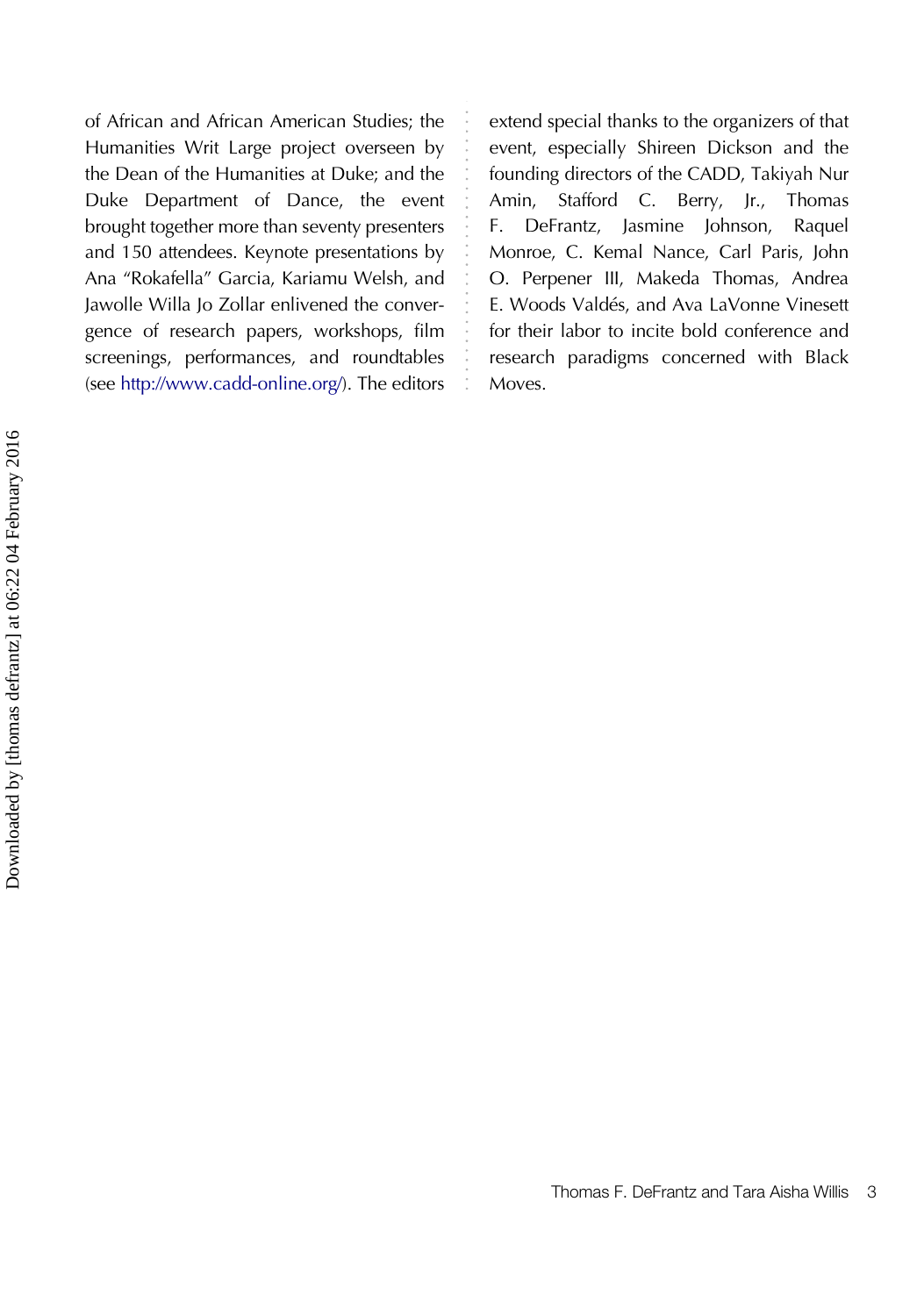of African and African American Studies; the Humanities Writ Large project overseen by the Dean of the Humanities at Duke; and the Duke Department of Dance, the event brought together more than seventy presenters and 150 attendees. Keynote presentations by Ana "Rokafella" Garcia, Kariamu Welsh, and Jawolle Willa Jo Zollar enlivened the convergence of research papers, workshops, film screenings, performances, and roundtables (see http://www.cadd-online.org/). The editors extend special thanks to the organizers of that event, especially Shireen Dickson and the founding directors of the CADD, Takiyah Nur Amin, Stafford C. Berry, Jr., Thomas F. DeFrantz, Jasmine Johnson, Raquel Monroe, C. Kemal Nance, Carl Paris, John O. Perpener III, Makeda Thomas, Andrea E. Woods Valdés, and Ava LaVonne Vinesett for their labor to incite bold conference and research paradigms concerned with Black Moves.